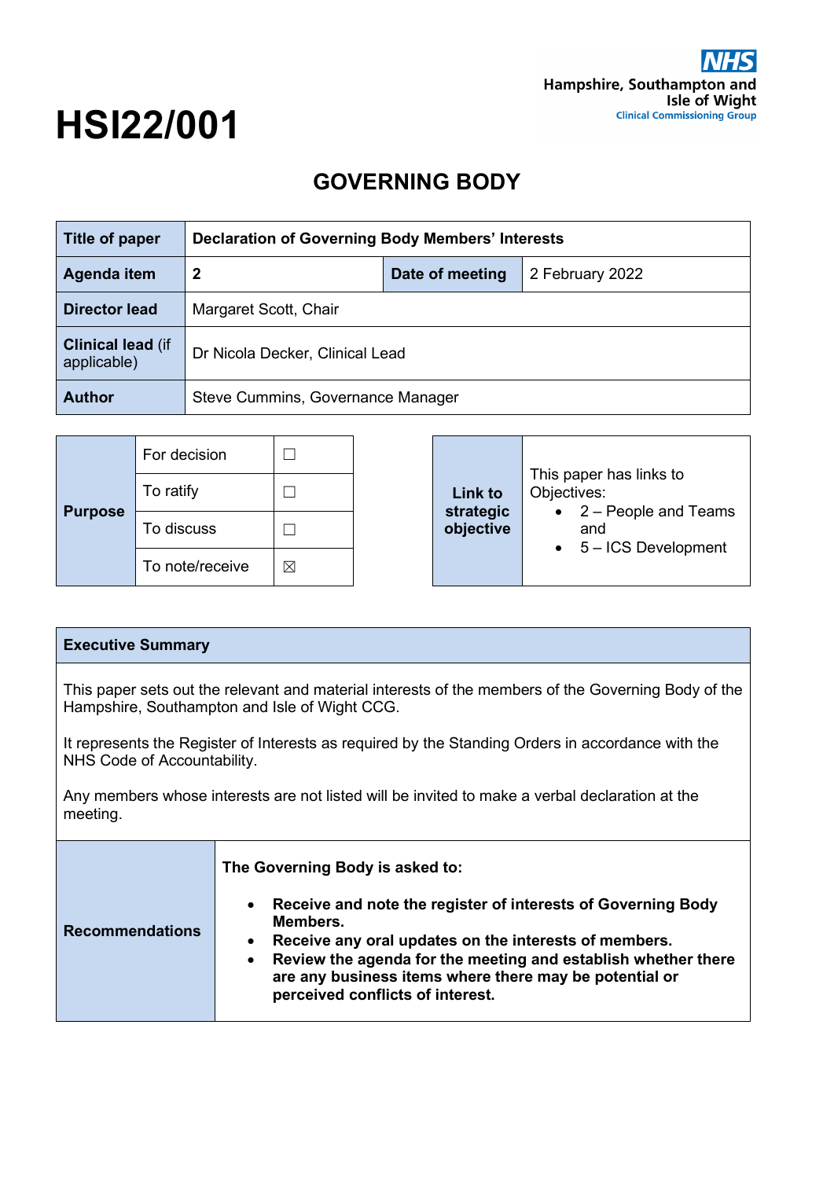# HSI22/001

Hampshire, Southampton and Isle of Wight Clinical Commissioning Group

## GOVERNING BODY

| | | | |
|---|---|---|---|
| **Title of paper** | **Declaration of Governing Body Members' Interests** | | |
| **Agenda item** | **2** | **Date of meeting** | 2 February 2022 |
| **Director lead** | Margaret Scott, Chair | | |
| **Clinical lead** (if applicable) | Dr Nicola Decker, Clinical Lead | | |
| **Author** | Steve Cummins, Governance Manager | | |

| | | |
|---|---|---|
| **Purpose** | For decision | ☐ |
| | To ratify | ☐ |
| | To discuss | ☐ |
| | To note/receive | ☒ |

| | |
|---|---|
| **Link to strategic objective** | This paper has links to Objectives:<br>• 2 – People and Teams and<br>• 5 – ICS Development |

| | |
|---|---|
| **Executive Summary** | |
| This paper sets out the relevant and material interests of the members of the Governing Body of the Hampshire, Southampton and Isle of Wight CCG.<br><br>It represents the Register of Interests as required by the Standing Orders in accordance with the NHS Code of Accountability.<br><br>Any members whose interests are not listed will be invited to make a verbal declaration at the meeting. | |
| **Recommendations** | **The Governing Body is asked to:**<br>• **Receive and note the register of interests of Governing Body Members.**<br>• **Receive any oral updates on the interests of members.**<br>• **Review the agenda for the meeting and establish whether there are any business items where there may be potential or perceived conflicts of interest.** |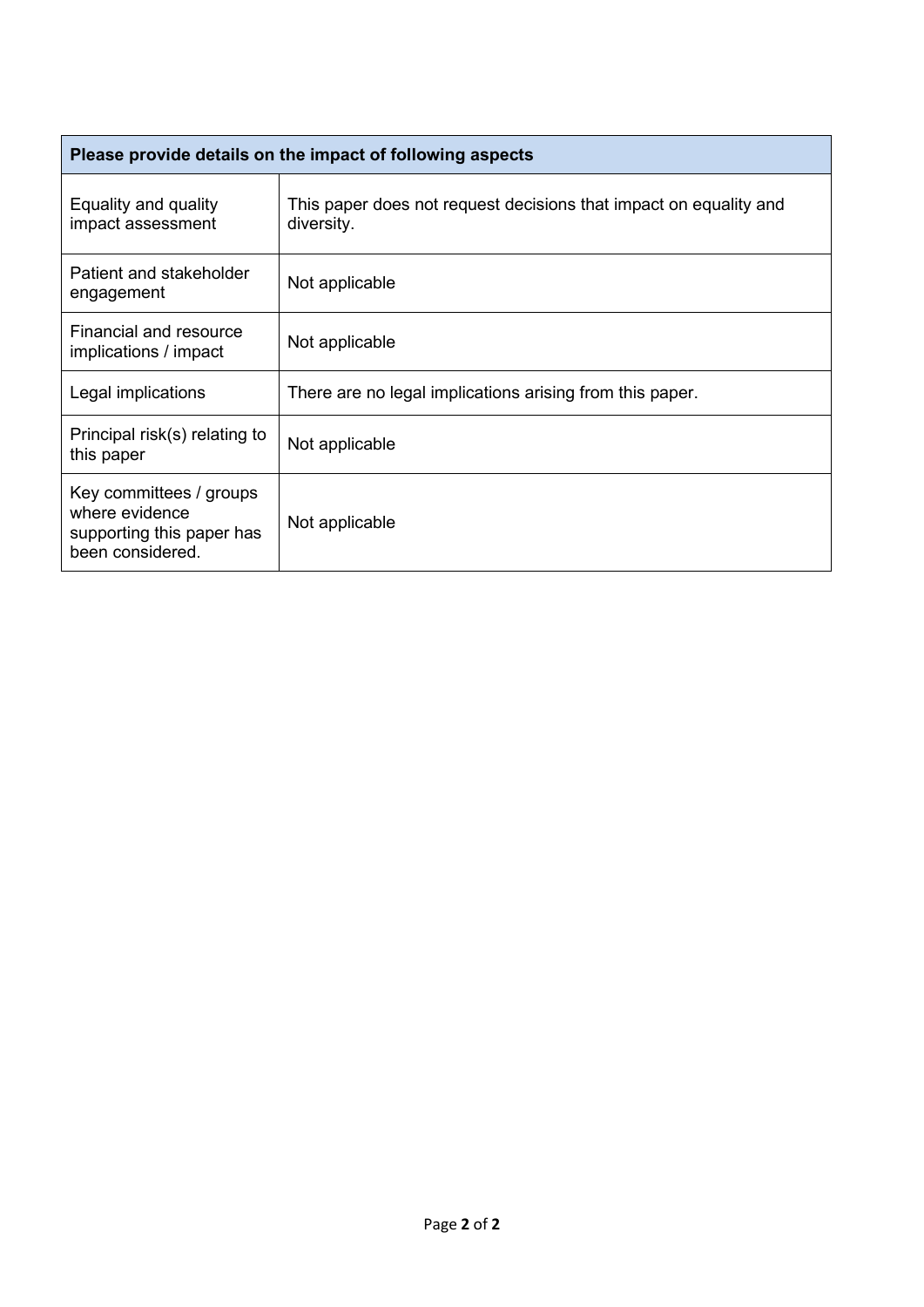| Please provide details on the impact of following aspects | |
|---|---|
| Equality and quality impact assessment | This paper does not request decisions that impact on equality and diversity. |
| Patient and stakeholder engagement | Not applicable |
| Financial and resource implications / impact | Not applicable |
| Legal implications | There are no legal implications arising from this paper. |
| Principal risk(s) relating to this paper | Not applicable |
| Key committees / groups where evidence supporting this paper has been considered. | Not applicable |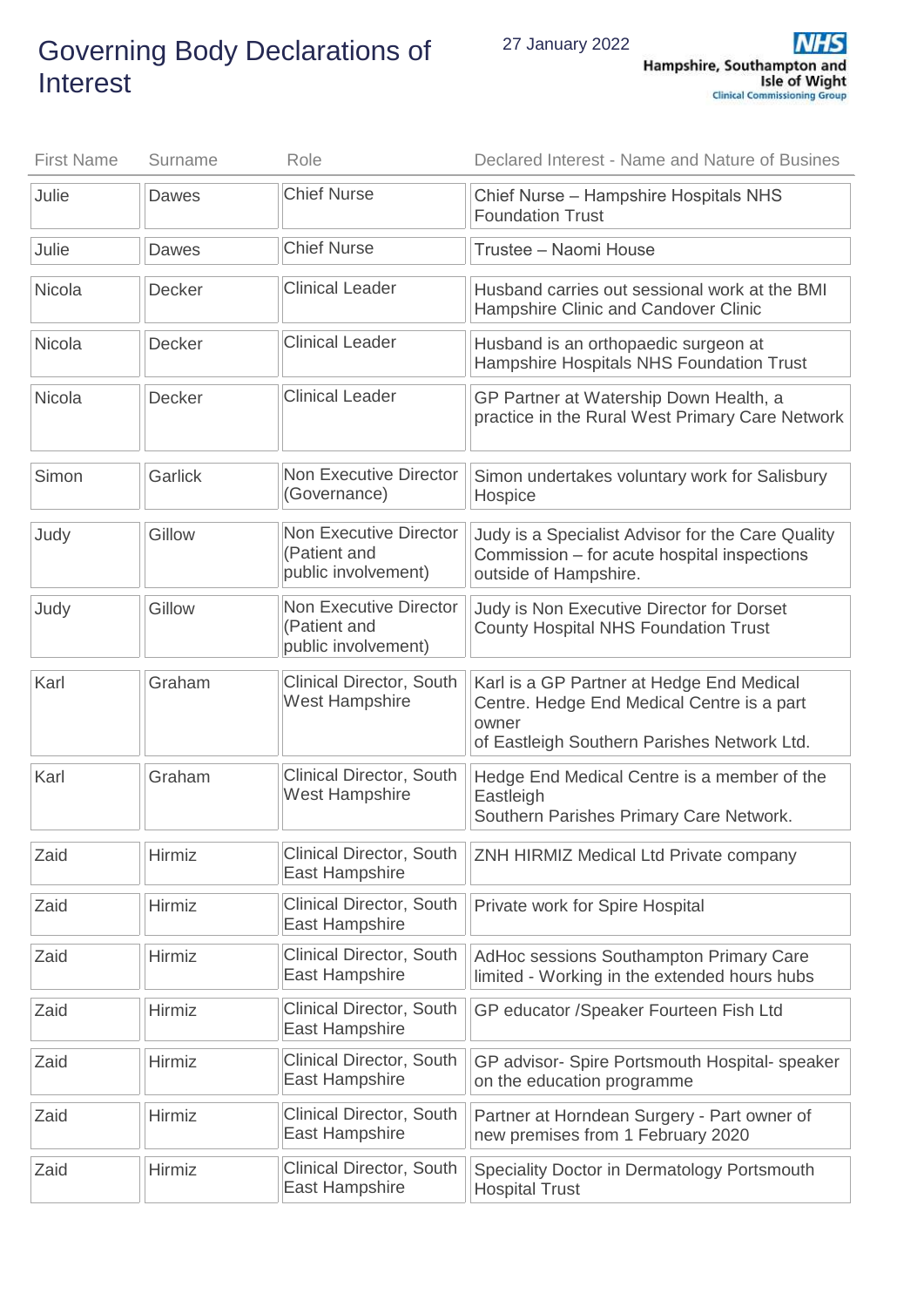# Governing Body Declarations of Interest

27 January 2022

| First Name | Surname | Role | Declared Interest - Name and Nature of Busines |
|---|---|---|---|
| Julie | Dawes | Chief Nurse | Chief Nurse – Hampshire Hospitals NHS Foundation Trust |
| Julie | Dawes | Chief Nurse | Trustee – Naomi House |
| Nicola | Decker | Clinical Leader | Husband carries out sessional work at the BMI Hampshire Clinic and Candover Clinic |
| Nicola | Decker | Clinical Leader | Husband is an orthopaedic surgeon at Hampshire Hospitals NHS Foundation Trust |
| Nicola | Decker | Clinical Leader | GP Partner at Watership Down Health, a practice in the Rural West Primary Care Network |
| Simon | Garlick | Non Executive Director (Governance) | Simon undertakes voluntary work for Salisbury Hospice |
| Judy | Gillow | Non Executive Director (Patient and public involvement) | Judy is a Specialist Advisor for the Care Quality Commission – for acute hospital inspections outside of Hampshire. |
| Judy | Gillow | Non Executive Director (Patient and public involvement) | Judy is Non Executive Director for Dorset County Hospital NHS Foundation Trust |
| Karl | Graham | Clinical Director, South West Hampshire | Karl is a GP Partner at Hedge End Medical Centre. Hedge End Medical Centre is a part owner of Eastleigh Southern Parishes Network Ltd. |
| Karl | Graham | Clinical Director, South West Hampshire | Hedge End Medical Centre is a member of the Eastleigh Southern Parishes Primary Care Network. |
| Zaid | Hirmiz | Clinical Director, South East Hampshire | ZNH HIRMIZ Medical Ltd Private company |
| Zaid | Hirmiz | Clinical Director, South East Hampshire | Private work for Spire Hospital |
| Zaid | Hirmiz | Clinical Director, South East Hampshire | AdHoc sessions Southampton Primary Care limited - Working in the extended hours hubs |
| Zaid | Hirmiz | Clinical Director, South East Hampshire | GP educator /Speaker Fourteen Fish Ltd |
| Zaid | Hirmiz | Clinical Director, South East Hampshire | GP advisor- Spire Portsmouth Hospital- speaker on the education programme |
| Zaid | Hirmiz | Clinical Director, South East Hampshire | Partner at Horndean Surgery - Part owner of new premises from 1 February 2020 |
| Zaid | Hirmiz | Clinical Director, South East Hampshire | Speciality Doctor in Dermatology Portsmouth Hospital Trust |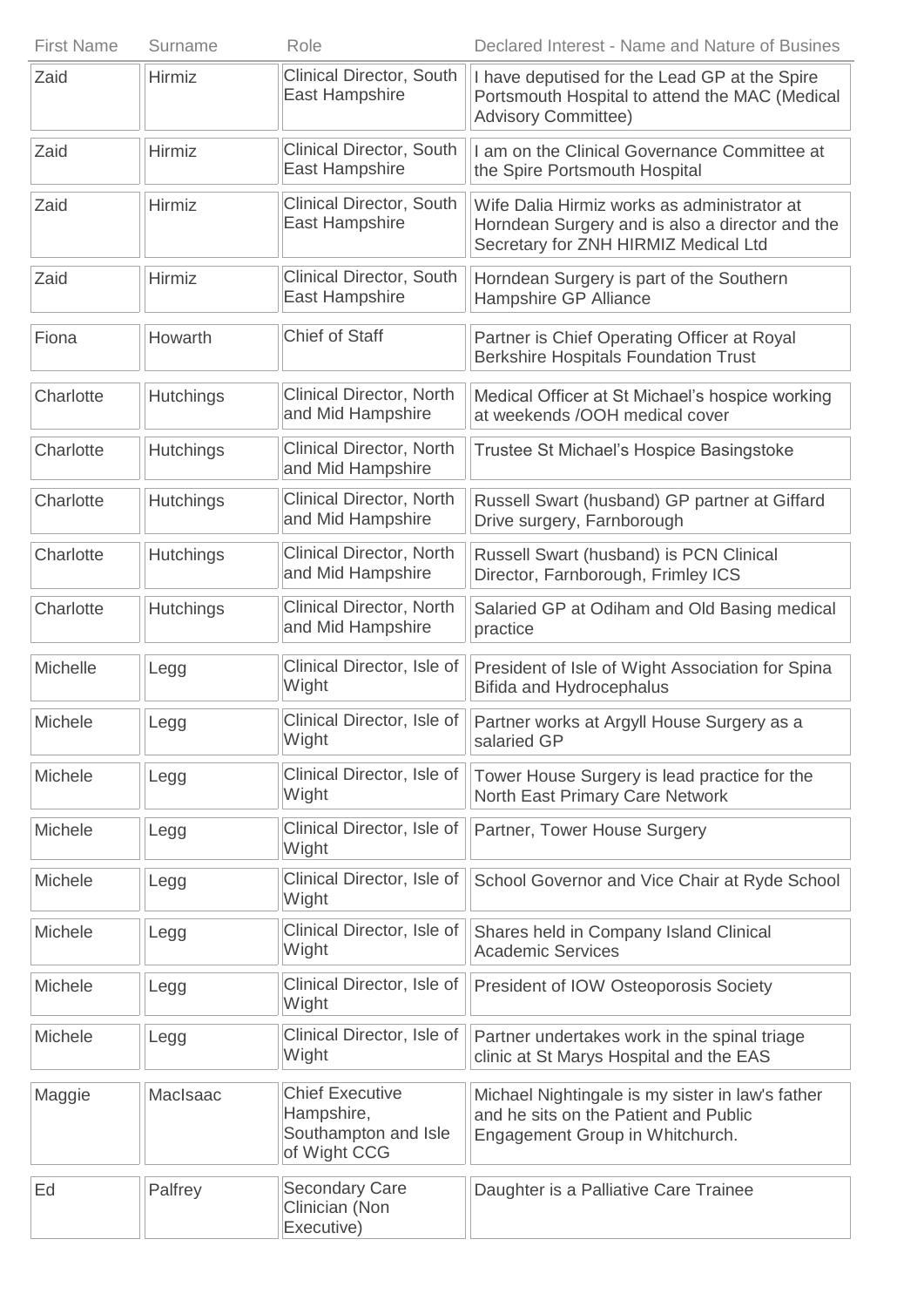| First Name | Surname | Role | Declared Interest - Name and Nature of Busines |
|---|---|---|---|
| Zaid | Hirmiz | Clinical Director, South East Hampshire | I have deputised for the Lead GP at the Spire Portsmouth Hospital to attend the MAC (Medical Advisory Committee) |
| Zaid | Hirmiz | Clinical Director, South East Hampshire | I am on the Clinical Governance Committee at the Spire Portsmouth Hospital |
| Zaid | Hirmiz | Clinical Director, South East Hampshire | Wife Dalia Hirmiz works as administrator at Horndean Surgery and is also a director and the Secretary for ZNH HIRMIZ Medical Ltd |
| Zaid | Hirmiz | Clinical Director, South East Hampshire | Horndean Surgery is part of the Southern Hampshire GP Alliance |
| Fiona | Howarth | Chief of Staff | Partner is Chief Operating Officer at Royal Berkshire Hospitals Foundation Trust |
| Charlotte | Hutchings | Clinical Director, North and Mid Hampshire | Medical Officer at St Michael's hospice working at weekends /OOH medical cover |
| Charlotte | Hutchings | Clinical Director, North and Mid Hampshire | Trustee St Michael's Hospice Basingstoke |
| Charlotte | Hutchings | Clinical Director, North and Mid Hampshire | Russell Swart (husband) GP partner at Giffard Drive surgery, Farnborough |
| Charlotte | Hutchings | Clinical Director, North and Mid Hampshire | Russell Swart (husband) is PCN Clinical Director, Farnborough, Frimley ICS |
| Charlotte | Hutchings | Clinical Director, North and Mid Hampshire | Salaried GP at Odiham and Old Basing medical practice |
| Michelle | Legg | Clinical Director, Isle of Wight | President of Isle of Wight Association for Spina Bifida and Hydrocephalus |
| Michele | Legg | Clinical Director, Isle of Wight | Partner works at Argyll House Surgery as a salaried GP |
| Michele | Legg | Clinical Director, Isle of Wight | Tower House Surgery is lead practice for the North East Primary Care Network |
| Michele | Legg | Clinical Director, Isle of Wight | Partner, Tower House Surgery |
| Michele | Legg | Clinical Director, Isle of Wight | School Governor and Vice Chair at Ryde School |
| Michele | Legg | Clinical Director, Isle of Wight | Shares held in Company Island Clinical Academic Services |
| Michele | Legg | Clinical Director, Isle of Wight | President of IOW Osteoporosis Society |
| Michele | Legg | Clinical Director, Isle of Wight | Partner undertakes work in the spinal triage clinic at St Marys Hospital and the EAS |
| Maggie | MacIsaac | Chief Executive Hampshire, Southampton and Isle of Wight CCG | Michael Nightingale is my sister in law's father and he sits on the Patient and Public Engagement Group in Whitchurch. |
| Ed | Palfrey | Secondary Care Clinician (Non Executive) | Daughter is a Palliative Care Trainee |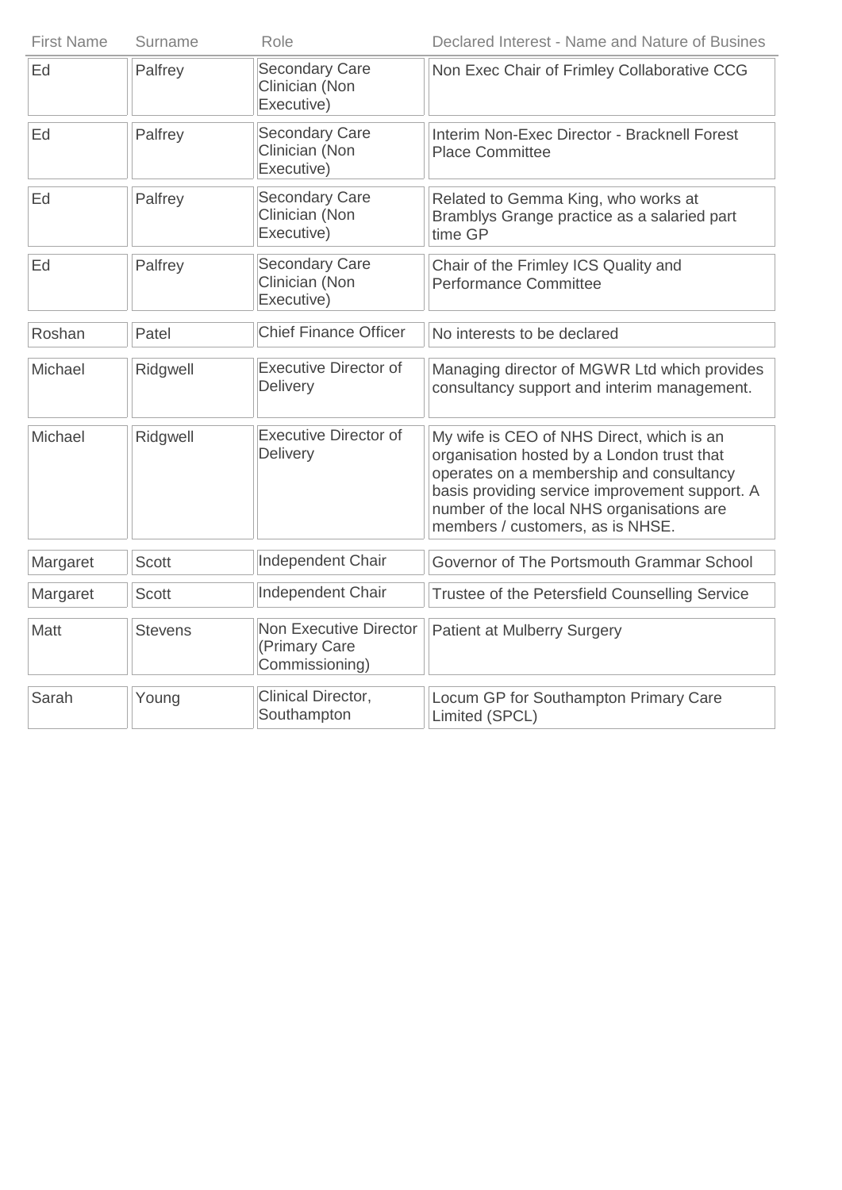| First Name | Surname | Role | Declared Interest - Name and Nature of Busines |
|---|---|---|---|
| Ed | Palfrey | Secondary Care Clinician (Non Executive) | Non Exec Chair of Frimley Collaborative CCG |
| Ed | Palfrey | Secondary Care Clinician (Non Executive) | Interim Non-Exec Director - Bracknell Forest Place Committee |
| Ed | Palfrey | Secondary Care Clinician (Non Executive) | Related to Gemma King, who works at Bramblys Grange practice as a salaried part time GP |
| Ed | Palfrey | Secondary Care Clinician (Non Executive) | Chair of the Frimley ICS Quality and Performance Committee |
| Roshan | Patel | Chief Finance Officer | No interests to be declared |
| Michael | Ridgwell | Executive Director of Delivery | Managing director of MGWR Ltd which provides consultancy support and interim management. |
| Michael | Ridgwell | Executive Director of Delivery | My wife is CEO of NHS Direct, which is an organisation hosted by a London trust that operates on a membership and consultancy basis providing service improvement support. A number of the local NHS organisations are members / customers, as is NHSE. |
| Margaret | Scott | Independent Chair | Governor of The Portsmouth Grammar School |
| Margaret | Scott | Independent Chair | Trustee of the Petersfield Counselling Service |
| Matt | Stevens | Non Executive Director (Primary Care Commissioning) | Patient at Mulberry Surgery |
| Sarah | Young | Clinical Director, Southampton | Locum GP for Southampton Primary Care Limited (SPCL) |